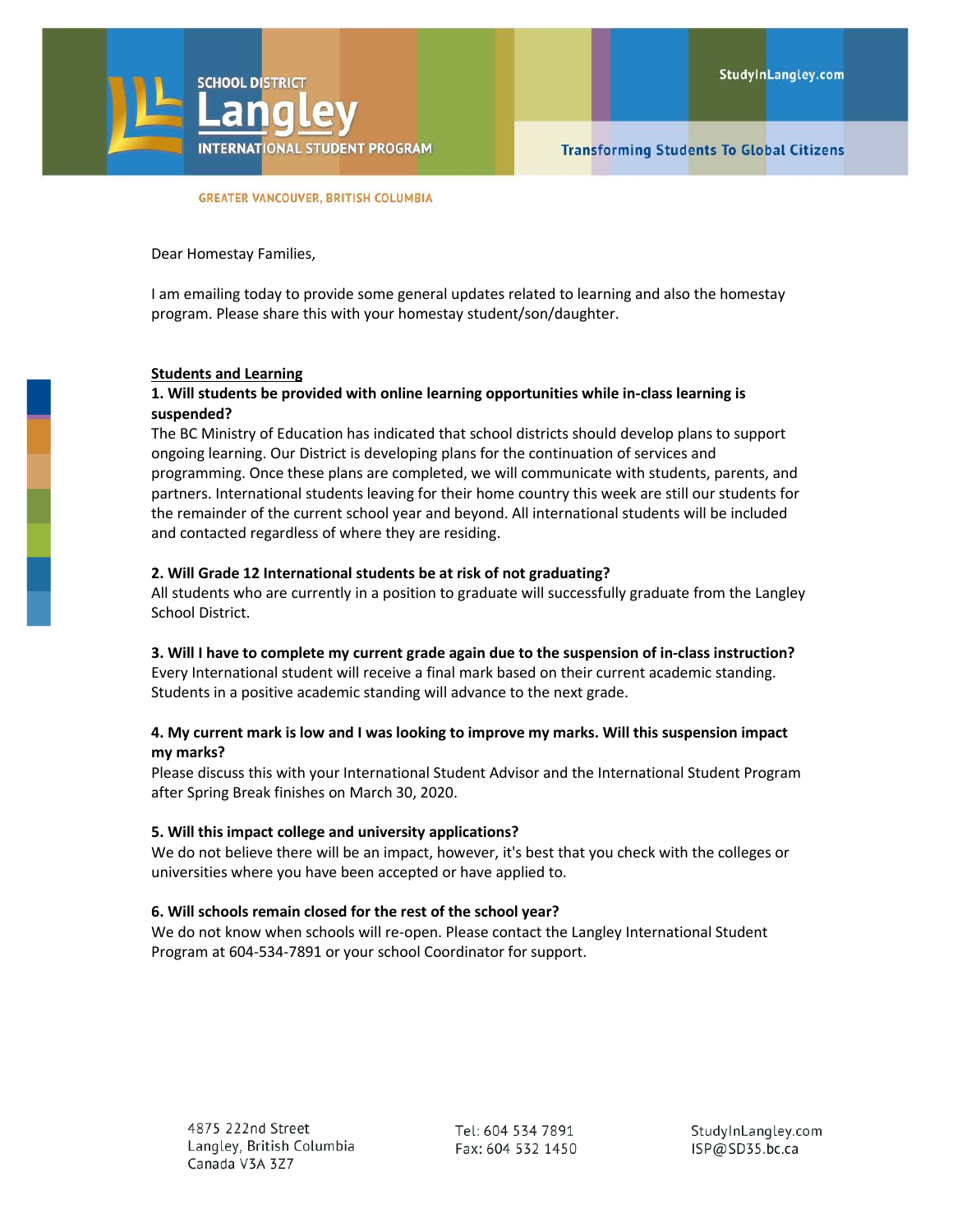SCHOOL DISTRICT Langley INTERNATIONAL STUDENT PROGRAM

StudyInLangley.com

Transforming Students To Global Citizens

GREATER VANCOUVER, BRITISH COLUMBIA

Dear Homestay Families,

I am emailing today to provide some general updates related to learning and also the homestay program. Please share this with your homestay student/son/daughter.

## Students and Learning

**1. Will students be provided with online learning opportunities while in-class learning is suspended?**

The BC Ministry of Education has indicated that school districts should develop plans to support ongoing learning. Our District is developing plans for the continuation of services and programming. Once these plans are completed, we will communicate with students, parents, and partners. International students leaving for their home country this week are still our students for the remainder of the current school year and beyond. All international students will be included and contacted regardless of where they are residing.

**2. Will Grade 12 International students be at risk of not graduating?**

All students who are currently in a position to graduate will successfully graduate from the Langley School District.

**3. Will I have to complete my current grade again due to the suspension of in-class instruction?**

Every International student will receive a final mark based on their current academic standing. Students in a positive academic standing will advance to the next grade.

**4. My current mark is low and I was looking to improve my marks. Will this suspension impact my marks?**

Please discuss this with your International Student Advisor and the International Student Program after Spring Break finishes on March 30, 2020.

**5. Will this impact college and university applications?**

We do not believe there will be an impact, however, it's best that you check with the colleges or universities where you have been accepted or have applied to.

**6. Will schools remain closed for the rest of the school year?**

We do not know when schools will re-open. Please contact the Langley International Student Program at 604-534-7891 or your school Coordinator for support.

4875 222nd Street
Langley, British Columbia
Canada V3A 3Z7

Tel: 604 534 7891
Fax: 604 532 1450

StudyInLangley.com
ISP@SD35.bc.ca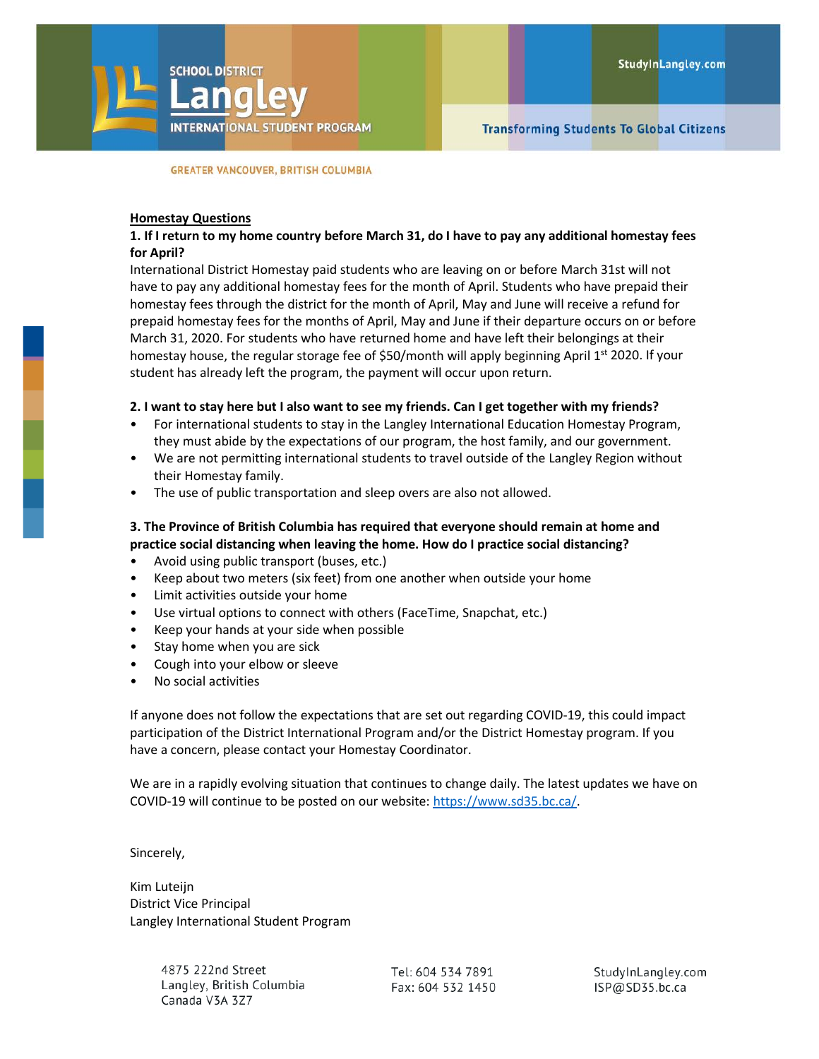## Homestay Questions

**1. If I return to my home country before March 31, do I have to pay any additional homestay fees for April?**

International District Homestay paid students who are leaving on or before March 31st will not have to pay any additional homestay fees for the month of April. Students who have prepaid their homestay fees through the district for the month of April, May and June will receive a refund for prepaid homestay fees for the months of April, May and June if their departure occurs on or before March 31, 2020. For students who have returned home and have left their belongings at their homestay house, the regular storage fee of $50/month will apply beginning April 1st 2020. If your student has already left the program, the payment will occur upon return.

**2. I want to stay here but I also want to see my friends. Can I get together with my friends?**

- For international students to stay in the Langley International Education Homestay Program, they must abide by the expectations of our program, the host family, and our government.
- We are not permitting international students to travel outside of the Langley Region without their Homestay family.
- The use of public transportation and sleep overs are also not allowed.

**3. The Province of British Columbia has required that everyone should remain at home and practice social distancing when leaving the home. How do I practice social distancing?**

- Avoid using public transport (buses, etc.)
- Keep about two meters (six feet) from one another when outside your home
- Limit activities outside your home
- Use virtual options to connect with others (FaceTime, Snapchat, etc.)
- Keep your hands at your side when possible
- Stay home when you are sick
- Cough into your elbow or sleeve
- No social activities

If anyone does not follow the expectations that are set out regarding COVID-19, this could impact participation of the District International Program and/or the District Homestay program. If you have a concern, please contact your Homestay Coordinator.

We are in a rapidly evolving situation that continues to change daily. The latest updates we have on COVID-19 will continue to be posted on our website: https://www.sd35.bc.ca/.

Sincerely,

Kim Luteijn
District Vice Principal
Langley International Student Program

4875 222nd Street
Langley, British Columbia
Canada V3A 3Z7

Tel: 604 534 7891
Fax: 604 532 1450

StudyInLangley.com
ISP@SD35.bc.ca